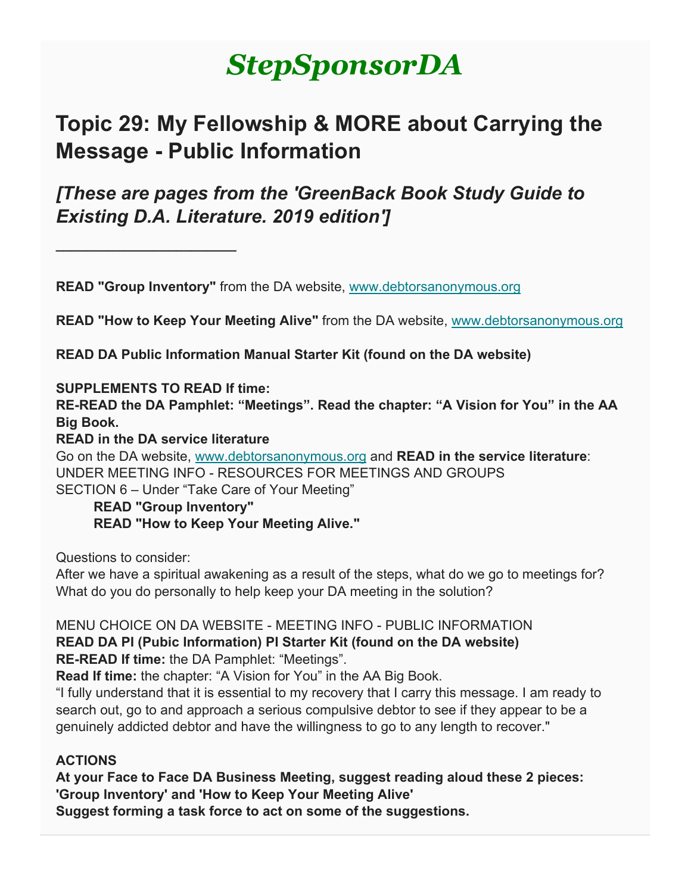# StepSponsorDA

## Topic 29: My Fellowship & MORE about Carrying the Message - Public Information

### *[These are pages from the 'GreenBack Book Study Guide to Existing D.A. Literature. 2019 edition']*

______________________

**READ "Group Inventory"** from the DA website, www.debtorsanonymous.org

**READ "How to Keep Your Meeting Alive"** from the DA website, www.debtorsanonymous.org

**READ DA Public Information Manual Starter Kit (found on the DA website)**

**SUPPLEMENTS TO READ If time:**
**RE-READ the DA Pamphlet: "Meetings". Read the chapter: "A Vision for You" in the AA Big Book.**
**READ in the DA service literature**
Go on the DA website, www.debtorsanonymous.org and **READ in the service literature**:
UNDER MEETING INFO - RESOURCES FOR MEETINGS AND GROUPS
SECTION 6 – Under "Take Care of Your Meeting"

> **READ "Group Inventory"**
> **READ "How to Keep Your Meeting Alive."**

Questions to consider:
After we have a spiritual awakening as a result of the steps, what do we go to meetings for?
What do you do personally to help keep your DA meeting in the solution?

MENU CHOICE ON DA WEBSITE - MEETING INFO - PUBLIC INFORMATION
**READ DA PI (Pubic Information) PI Starter Kit (found on the DA website)**
**RE-READ If time:** the DA Pamphlet: "Meetings".
**Read If time:** the chapter: "A Vision for You" in the AA Big Book.
"I fully understand that it is essential to my recovery that I carry this message. I am ready to search out, go to and approach a serious compulsive debtor to see if they appear to be a genuinely addicted debtor and have the willingness to go to any length to recover."

**ACTIONS**
**At your Face to Face DA Business Meeting, suggest reading aloud these 2 pieces: 'Group Inventory' and 'How to Keep Your Meeting Alive'**
**Suggest forming a task force to act on some of the suggestions.**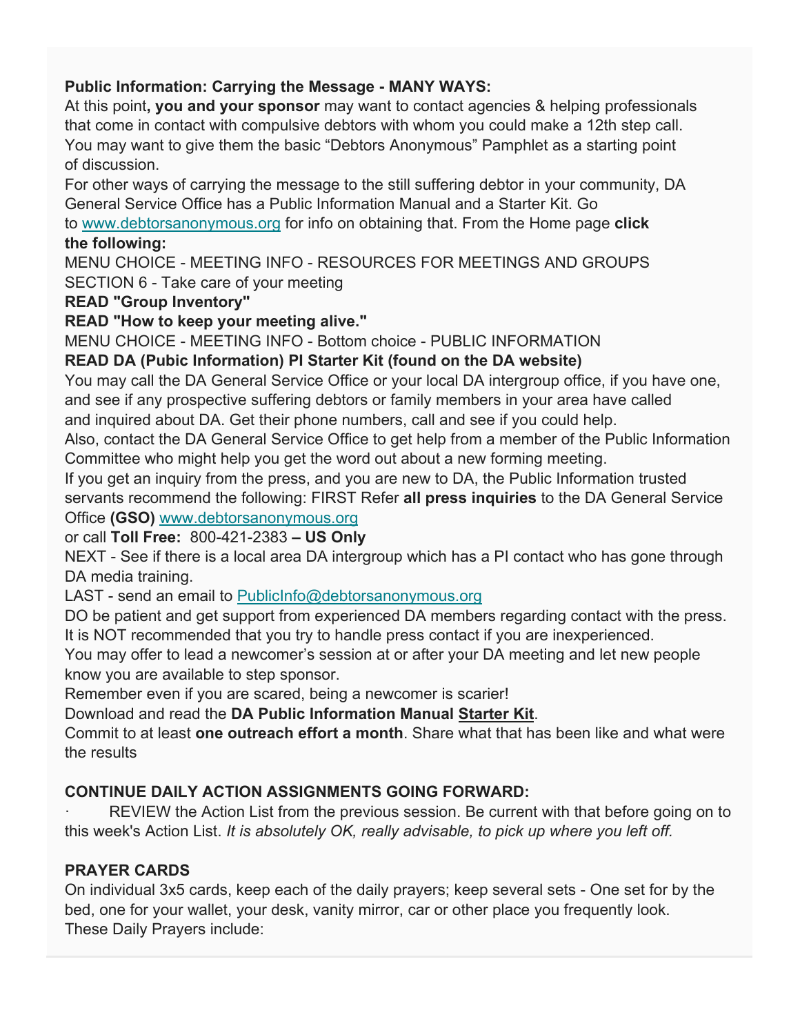**Public Information: Carrying the Message - MANY WAYS:**

At this point**, you and your sponsor** may want to contact agencies & helping professionals that come in contact with compulsive debtors with whom you could make a 12th step call. You may want to give them the basic “Debtors Anonymous” Pamphlet as a starting point of discussion.

For other ways of carrying the message to the still suffering debtor in your community, DA General Service Office has a Public Information Manual and a Starter Kit. Go to [www.debtorsanonymous.org](http://www.debtorsanonymous.org) for info on obtaining that. From the Home page **click the following:**

MENU CHOICE - MEETING INFO - RESOURCES FOR MEETINGS AND GROUPS

SECTION 6 - Take care of your meeting

**READ "Group Inventory"**

**READ "How to keep your meeting alive."**

MENU CHOICE - MEETING INFO - Bottom choice - PUBLIC INFORMATION

**READ DA (Pubic Information) PI Starter Kit (found on the DA website)**

You may call the DA General Service Office or your local DA intergroup office, if you have one, and see if any prospective suffering debtors or family members in your area have called and inquired about DA. Get their phone numbers, call and see if you could help.

Also, contact the DA General Service Office to get help from a member of the Public Information Committee who might help you get the word out about a new forming meeting.

If you get an inquiry from the press, and you are new to DA, the Public Information trusted servants recommend the following: FIRST Refer **all press inquiries** to the DA General Service Office **(GSO)** [www.debtorsanonymous.org](http://www.debtorsanonymous.org)

or call **Toll Free:** 800-421-2383 **– US Only**

NEXT - See if there is a local area DA intergroup which has a PI contact who has gone through DA media training.

LAST - send an email to [PublicInfo@debtorsanonymous.org](mailto:PublicInfo@debtorsanonymous.org)

DO be patient and get support from experienced DA members regarding contact with the press. It is NOT recommended that you try to handle press contact if you are inexperienced.

You may offer to lead a newcomer’s session at or after your DA meeting and let new people know you are available to step sponsor.

Remember even if you are scared, being a newcomer is scarier!

Download and read the **DA Public Information Manual Starter Kit**.

Commit to at least **one outreach effort a month**. Share what that has been like and what were the results

**CONTINUE DAILY ACTION ASSIGNMENTS GOING FORWARD:**

· REVIEW the Action List from the previous session. Be current with that before going on to this week's Action List. *It is absolutely OK, really advisable, to pick up where you left off.*

**PRAYER CARDS**

On individual 3x5 cards, keep each of the daily prayers; keep several sets - One set for by the bed, one for your wallet, your desk, vanity mirror, car or other place you frequently look.

These Daily Prayers include: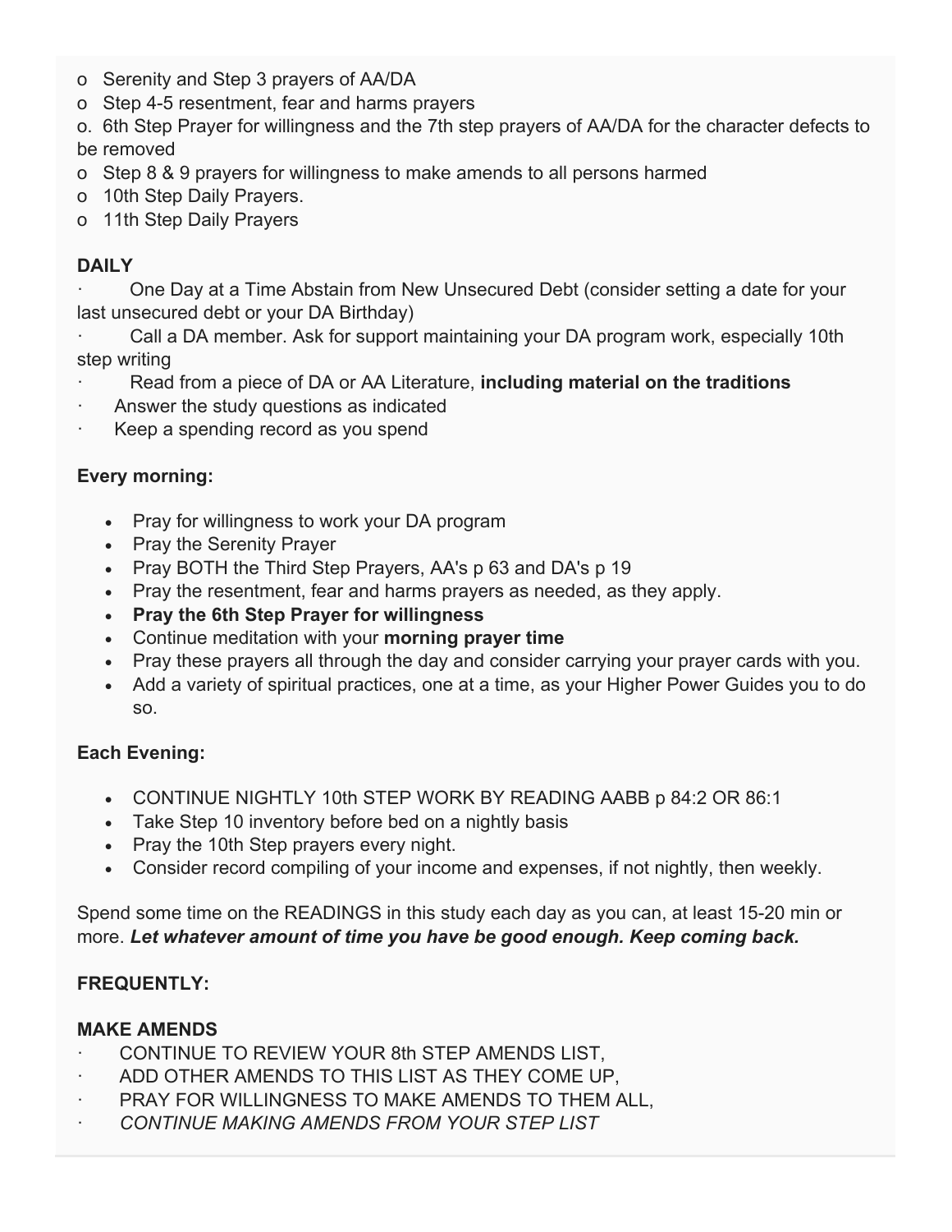- o Serenity and Step 3 prayers of AA/DA
- o Step 4-5 resentment, fear and harms prayers
- o. 6th Step Prayer for willingness and the 7th step prayers of AA/DA for the character defects to be removed
- o Step 8 & 9 prayers for willingness to make amends to all persons harmed
- o 10th Step Daily Prayers.
- o 11th Step Daily Prayers

**DAILY**

- One Day at a Time Abstain from New Unsecured Debt (consider setting a date for your last unsecured debt or your DA Birthday)
- Call a DA member. Ask for support maintaining your DA program work, especially 10th step writing
- Read from a piece of DA or AA Literature, **including material on the traditions**
- Answer the study questions as indicated
- Keep a spending record as you spend

**Every morning:**

- Pray for willingness to work your DA program
- Pray the Serenity Prayer
- Pray BOTH the Third Step Prayers, AA's p 63 and DA's p 19
- Pray the resentment, fear and harms prayers as needed, as they apply.
- **Pray the 6th Step Prayer for willingness**
- Continue meditation with your **morning prayer time**
- Pray these prayers all through the day and consider carrying your prayer cards with you.
- Add a variety of spiritual practices, one at a time, as your Higher Power Guides you to do so.

**Each Evening:**

- CONTINUE NIGHTLY 10th STEP WORK BY READING AABB p 84:2 OR 86:1
- Take Step 10 inventory before bed on a nightly basis
- Pray the 10th Step prayers every night.
- Consider record compiling of your income and expenses, if not nightly, then weekly.

Spend some time on the READINGS in this study each day as you can, at least 15-20 min or more. ***Let whatever amount of time you have be good enough. Keep coming back.***

**FREQUENTLY:**

**MAKE AMENDS**

- CONTINUE TO REVIEW YOUR 8th STEP AMENDS LIST,
- ADD OTHER AMENDS TO THIS LIST AS THEY COME UP,
- PRAY FOR WILLINGNESS TO MAKE AMENDS TO THEM ALL,
- *CONTINUE MAKING AMENDS FROM YOUR STEP LIST*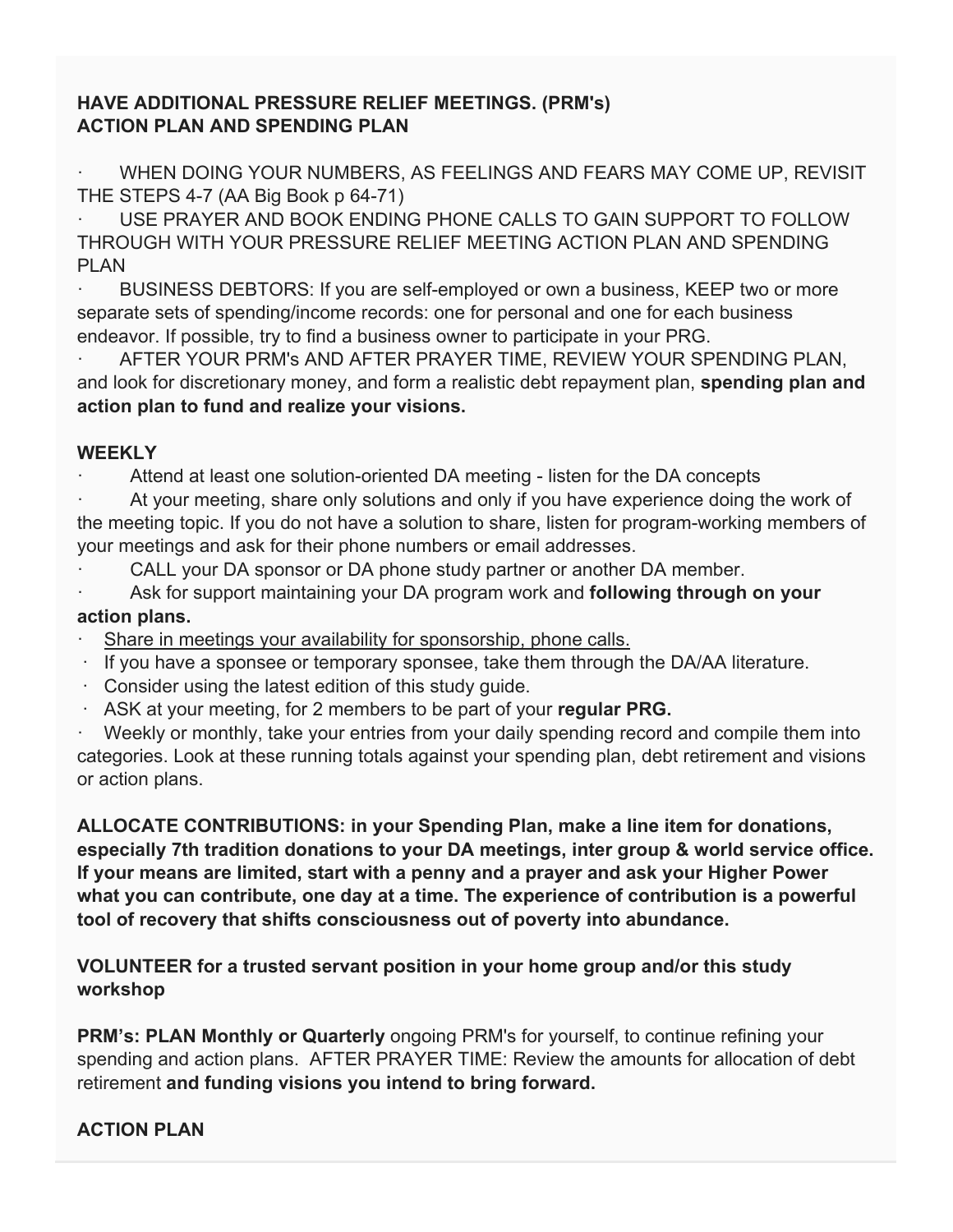**HAVE ADDITIONAL PRESSURE RELIEF MEETINGS. (PRM's)**
**ACTION PLAN AND SPENDING PLAN**

- WHEN DOING YOUR NUMBERS, AS FEELINGS AND FEARS MAY COME UP, REVISIT THE STEPS 4-7 (AA Big Book p 64-71)
- USE PRAYER AND BOOK ENDING PHONE CALLS TO GAIN SUPPORT TO FOLLOW THROUGH WITH YOUR PRESSURE RELIEF MEETING ACTION PLAN AND SPENDING PLAN
- BUSINESS DEBTORS: If you are self-employed or own a business, KEEP two or more separate sets of spending/income records: one for personal and one for each business endeavor. If possible, try to find a business owner to participate in your PRG.
- AFTER YOUR PRM's AND AFTER PRAYER TIME, REVIEW YOUR SPENDING PLAN, and look for discretionary money, and form a realistic debt repayment plan, **spending plan and action plan to fund and realize your visions.**

**WEEKLY**

- Attend at least one solution-oriented DA meeting - listen for the DA concepts
- At your meeting, share only solutions and only if you have experience doing the work of the meeting topic. If you do not have a solution to share, listen for program-working members of your meetings and ask for their phone numbers or email addresses.
- CALL your DA sponsor or DA phone study partner or another DA member.
- Ask for support maintaining your DA program work and **following through on your action plans.**
- <u>Share in meetings your availability for sponsorship, phone calls.</u>
- If you have a sponsee or temporary sponsee, take them through the DA/AA literature.
- Consider using the latest edition of this study guide.
- ASK at your meeting, for 2 members to be part of your **regular PRG.**
- Weekly or monthly, take your entries from your daily spending record and compile them into categories. Look at these running totals against your spending plan, debt retirement and visions or action plans.

**ALLOCATE CONTRIBUTIONS: in your Spending Plan, make a line item for donations, especially 7th tradition donations to your DA meetings, inter group & world service office. If your means are limited, start with a penny and a prayer and ask your Higher Power what you can contribute, one day at a time. The experience of contribution is a powerful tool of recovery that shifts consciousness out of poverty into abundance.**

**VOLUNTEER for a trusted servant position in your home group and/or this study workshop**

**PRM's: PLAN Monthly or Quarterly** ongoing PRM's for yourself, to continue refining your spending and action plans. AFTER PRAYER TIME: Review the amounts for allocation of debt retirement **and funding visions you intend to bring forward.**

**ACTION PLAN**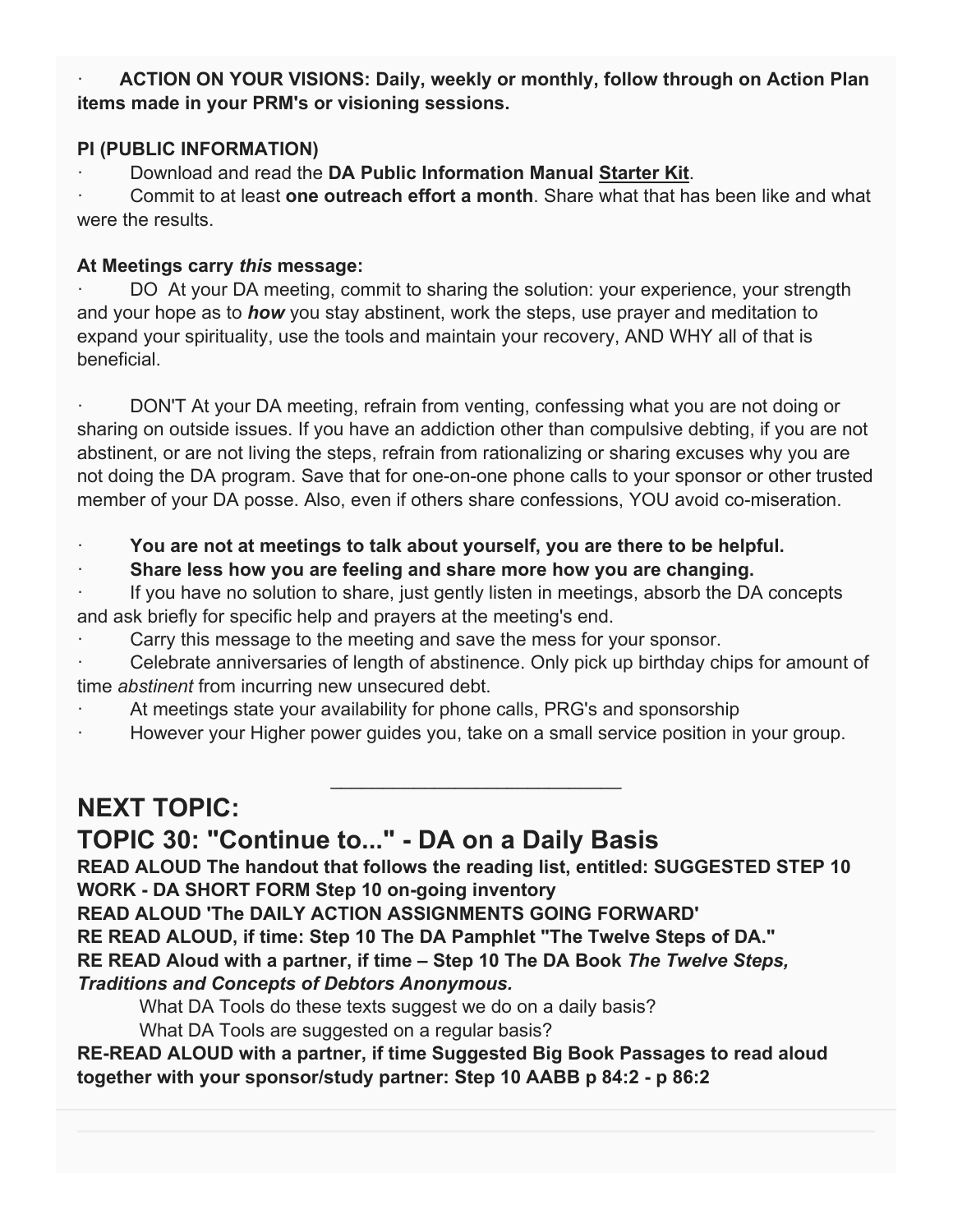- **ACTION ON YOUR VISIONS: Daily, weekly or monthly, follow through on Action Plan items made in your PRM's or visioning sessions.**

**PI (PUBLIC INFORMATION)**

- Download and read the **DA Public Information Manual Starter Kit**.
- Commit to at least **one outreach effort a month**. Share what that has been like and what were the results.

**At Meetings carry *this* message:**

- DO At your DA meeting, commit to sharing the solution: your experience, your strength and your hope as to ***how*** you stay abstinent, work the steps, use prayer and meditation to expand your spirituality, use the tools and maintain your recovery, AND WHY all of that is beneficial.

- DON'T At your DA meeting, refrain from venting, confessing what you are not doing or sharing on outside issues. If you have an addiction other than compulsive debting, if you are not abstinent, or are not living the steps, refrain from rationalizing or sharing excuses why you are not doing the DA program. Save that for one-on-one phone calls to your sponsor or other trusted member of your DA posse. Also, even if others share confessions, YOU avoid co-miseration.

- **You are not at meetings to talk about yourself, you are there to be helpful.**
- **Share less how you are feeling and share more how you are changing.**
- If you have no solution to share, just gently listen in meetings, absorb the DA concepts and ask briefly for specific help and prayers at the meeting's end.
- Carry this message to the meeting and save the mess for your sponsor.
- Celebrate anniversaries of length of abstinence. Only pick up birthday chips for amount of time *abstinent* from incurring new unsecured debt.
- At meetings state your availability for phone calls, PRG's and sponsorship
- However your Higher power guides you, take on a small service position in your group.

---

# NEXT TOPIC:

# TOPIC 30: "Continue to..." - DA on a Daily Basis

**READ ALOUD The handout that follows the reading list, entitled: SUGGESTED STEP 10 WORK - DA SHORT FORM Step 10 on-going inventory**

**READ ALOUD 'The DAILY ACTION ASSIGNMENTS GOING FORWARD'**

**RE READ ALOUD, if time: Step 10 The DA Pamphlet "The Twelve Steps of DA."**

**RE READ Aloud with a partner, if time – Step 10 The DA Book *The Twelve Steps, Traditions and Concepts of Debtors Anonymous.***

What DA Tools do these texts suggest we do on a daily basis?

What DA Tools are suggested on a regular basis?

**RE-READ ALOUD with a partner, if time Suggested Big Book Passages to read aloud together with your sponsor/study partner: Step 10 AABB p 84:2 - p 86:2**